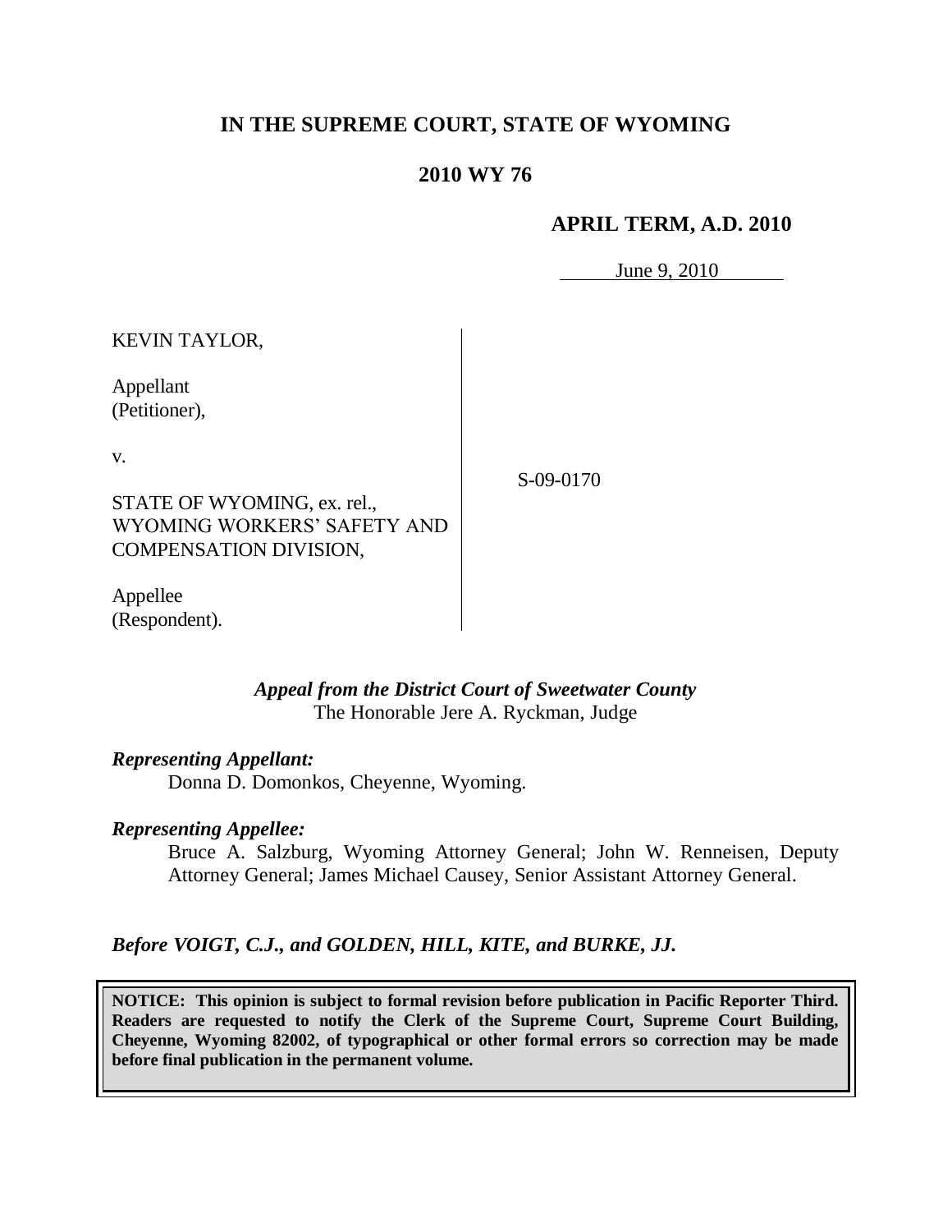# IN THE SUPREME COURT, STATE OF WYOMING

## 2010 WY 76

### APRIL TERM, A.D. 2010

June 9, 2010

KEVIN TAYLOR,

Appellant
(Petitioner),

v.

STATE OF WYOMING, ex. rel.,
WYOMING WORKERS' SAFETY AND
COMPENSATION DIVISION,

Appellee
(Respondent).

S-09-0170

*Appeal from the District Court of Sweetwater County*
The Honorable Jere A. Ryckman, Judge

***Representing Appellant:***

Donna D. Domonkos, Cheyenne, Wyoming.

***Representing Appellee:***

Bruce A. Salzburg, Wyoming Attorney General; John W. Renneisen, Deputy Attorney General; James Michael Causey, Senior Assistant Attorney General.

***Before VOIGT, C.J., and GOLDEN, HILL, KITE, and BURKE, JJ.***

**NOTICE: This opinion is subject to formal revision before publication in Pacific Reporter Third. Readers are requested to notify the Clerk of the Supreme Court, Supreme Court Building, Cheyenne, Wyoming 82002, of typographical or other formal errors so correction may be made before final publication in the permanent volume.**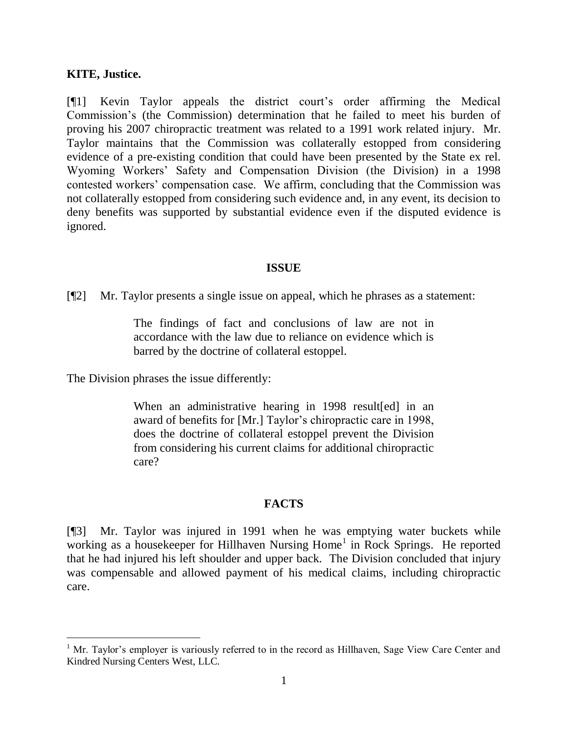**KITE, Justice.**

[¶1] Kevin Taylor appeals the district court's order affirming the Medical Commission's (the Commission) determination that he failed to meet his burden of proving his 2007 chiropractic treatment was related to a 1991 work related injury. Mr. Taylor maintains that the Commission was collaterally estopped from considering evidence of a pre-existing condition that could have been presented by the State ex rel. Wyoming Workers' Safety and Compensation Division (the Division) in a 1998 contested workers' compensation case. We affirm, concluding that the Commission was not collaterally estopped from considering such evidence and, in any event, its decision to deny benefits was supported by substantial evidence even if the disputed evidence is ignored.

## ISSUE

[¶2] Mr. Taylor presents a single issue on appeal, which he phrases as a statement:

> The findings of fact and conclusions of law are not in accordance with the law due to reliance on evidence which is barred by the doctrine of collateral estoppel.

The Division phrases the issue differently:

> When an administrative hearing in 1998 result[ed] in an award of benefits for [Mr.] Taylor's chiropractic care in 1998, does the doctrine of collateral estoppel prevent the Division from considering his current claims for additional chiropractic care?

## FACTS

[¶3] Mr. Taylor was injured in 1991 when he was emptying water buckets while working as a housekeeper for Hillhaven Nursing Home[1] in Rock Springs. He reported that he had injured his left shoulder and upper back. The Division concluded that injury was compensable and allowed payment of his medical claims, including chiropractic care.

[1] Mr. Taylor's employer is variously referred to in the record as Hillhaven, Sage View Care Center and Kindred Nursing Centers West, LLC.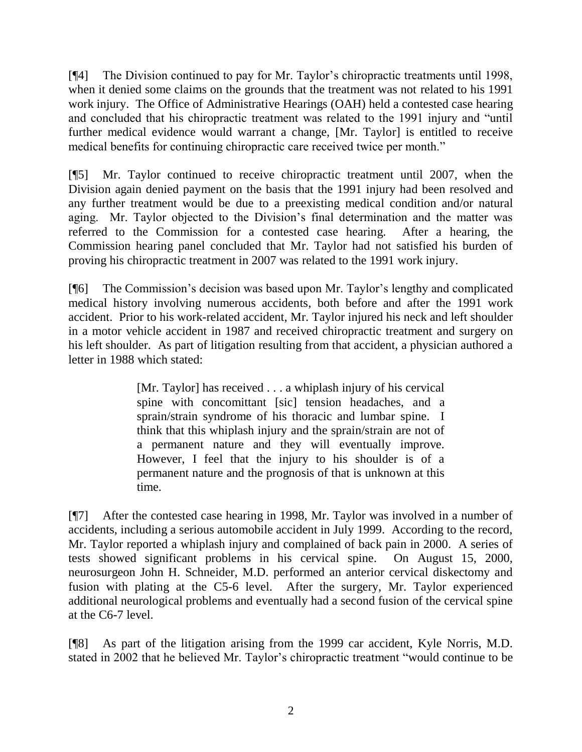[¶4] The Division continued to pay for Mr. Taylor's chiropractic treatments until 1998, when it denied some claims on the grounds that the treatment was not related to his 1991 work injury. The Office of Administrative Hearings (OAH) held a contested case hearing and concluded that his chiropractic treatment was related to the 1991 injury and "until further medical evidence would warrant a change, [Mr. Taylor] is entitled to receive medical benefits for continuing chiropractic care received twice per month."

[¶5] Mr. Taylor continued to receive chiropractic treatment until 2007, when the Division again denied payment on the basis that the 1991 injury had been resolved and any further treatment would be due to a preexisting medical condition and/or natural aging. Mr. Taylor objected to the Division's final determination and the matter was referred to the Commission for a contested case hearing. After a hearing, the Commission hearing panel concluded that Mr. Taylor had not satisfied his burden of proving his chiropractic treatment in 2007 was related to the 1991 work injury.

[¶6] The Commission's decision was based upon Mr. Taylor's lengthy and complicated medical history involving numerous accidents, both before and after the 1991 work accident. Prior to his work-related accident, Mr. Taylor injured his neck and left shoulder in a motor vehicle accident in 1987 and received chiropractic treatment and surgery on his left shoulder. As part of litigation resulting from that accident, a physician authored a letter in 1988 which stated:

> [Mr. Taylor] has received . . . a whiplash injury of his cervical spine with concomittant [sic] tension headaches, and a sprain/strain syndrome of his thoracic and lumbar spine. I think that this whiplash injury and the sprain/strain are not of a permanent nature and they will eventually improve. However, I feel that the injury to his shoulder is of a permanent nature and the prognosis of that is unknown at this time.

[¶7] After the contested case hearing in 1998, Mr. Taylor was involved in a number of accidents, including a serious automobile accident in July 1999. According to the record, Mr. Taylor reported a whiplash injury and complained of back pain in 2000. A series of tests showed significant problems in his cervical spine. On August 15, 2000, neurosurgeon John H. Schneider, M.D. performed an anterior cervical diskectomy and fusion with plating at the C5-6 level. After the surgery, Mr. Taylor experienced additional neurological problems and eventually had a second fusion of the cervical spine at the C6-7 level.

[¶8] As part of the litigation arising from the 1999 car accident, Kyle Norris, M.D. stated in 2002 that he believed Mr. Taylor's chiropractic treatment "would continue to be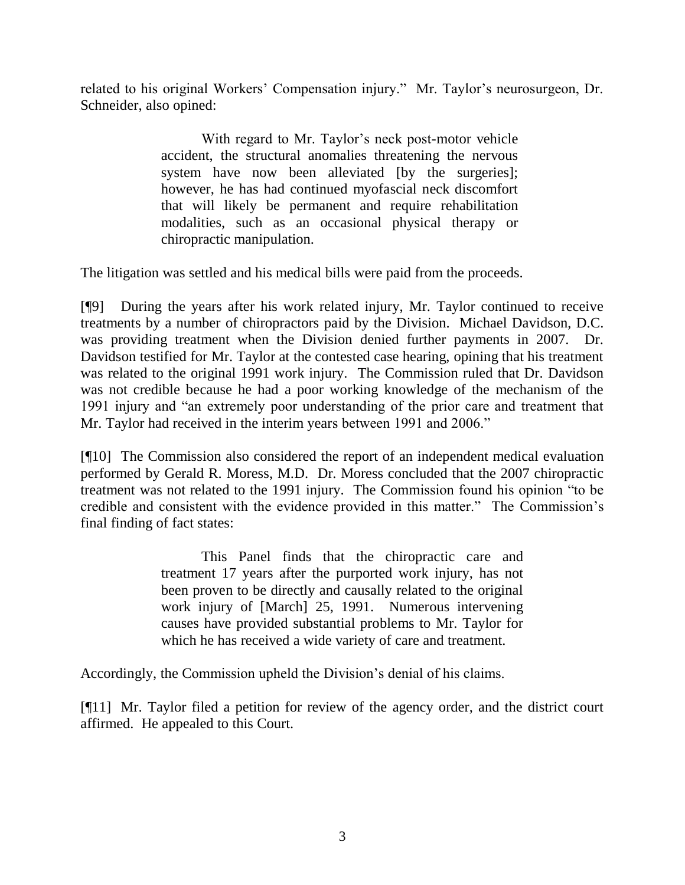related to his original Workers' Compensation injury." Mr. Taylor's neurosurgeon, Dr. Schneider, also opined:

> With regard to Mr. Taylor's neck post-motor vehicle accident, the structural anomalies threatening the nervous system have now been alleviated [by the surgeries]; however, he has had continued myofascial neck discomfort that will likely be permanent and require rehabilitation modalities, such as an occasional physical therapy or chiropractic manipulation.

The litigation was settled and his medical bills were paid from the proceeds.

[¶9] During the years after his work related injury, Mr. Taylor continued to receive treatments by a number of chiropractors paid by the Division. Michael Davidson, D.C. was providing treatment when the Division denied further payments in 2007. Dr. Davidson testified for Mr. Taylor at the contested case hearing, opining that his treatment was related to the original 1991 work injury. The Commission ruled that Dr. Davidson was not credible because he had a poor working knowledge of the mechanism of the 1991 injury and "an extremely poor understanding of the prior care and treatment that Mr. Taylor had received in the interim years between 1991 and 2006."

[¶10] The Commission also considered the report of an independent medical evaluation performed by Gerald R. Moress, M.D. Dr. Moress concluded that the 2007 chiropractic treatment was not related to the 1991 injury. The Commission found his opinion "to be credible and consistent with the evidence provided in this matter." The Commission's final finding of fact states:

> This Panel finds that the chiropractic care and treatment 17 years after the purported work injury, has not been proven to be directly and causally related to the original work injury of [March] 25, 1991. Numerous intervening causes have provided substantial problems to Mr. Taylor for which he has received a wide variety of care and treatment.

Accordingly, the Commission upheld the Division's denial of his claims.

[¶11] Mr. Taylor filed a petition for review of the agency order, and the district court affirmed. He appealed to this Court.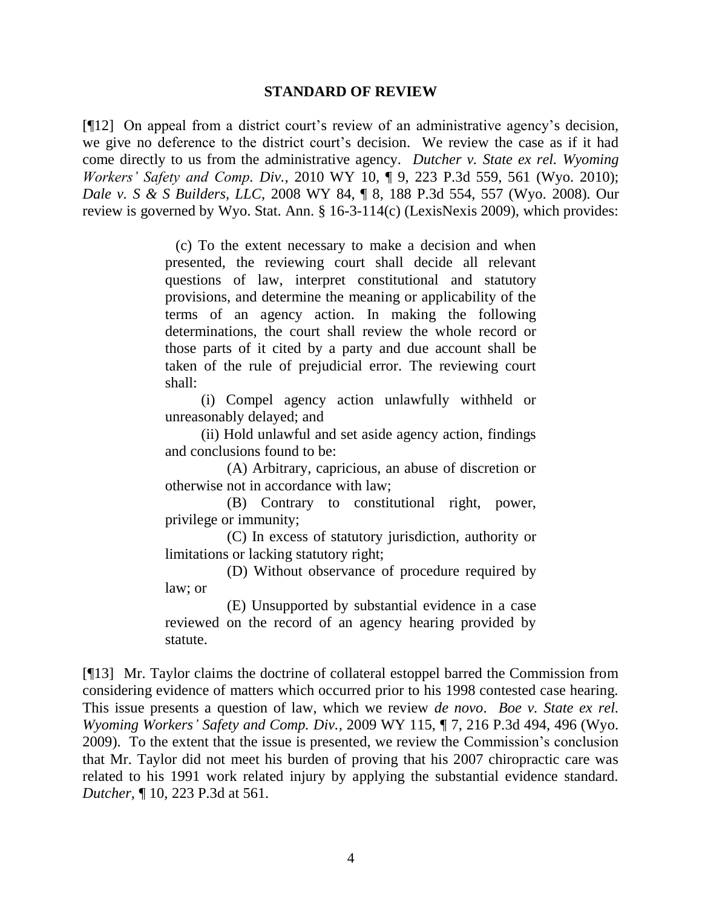**STANDARD OF REVIEW**

[¶12] On appeal from a district court's review of an administrative agency's decision, we give no deference to the district court's decision. We review the case as if it had come directly to us from the administrative agency. *Dutcher v. State ex rel. Wyoming Workers' Safety and Comp. Div.*, 2010 WY 10, ¶ 9, 223 P.3d 559, 561 (Wyo. 2010); *Dale v. S & S Builders, LLC*, 2008 WY 84, ¶ 8, 188 P.3d 554, 557 (Wyo. 2008). Our review is governed by Wyo. Stat. Ann. § 16-3-114(c) (LexisNexis 2009), which provides:

> (c) To the extent necessary to make a decision and when presented, the reviewing court shall decide all relevant questions of law, interpret constitutional and statutory provisions, and determine the meaning or applicability of the terms of an agency action. In making the following determinations, the court shall review the whole record or those parts of it cited by a party and due account shall be taken of the rule of prejudicial error. The reviewing court shall:
>
> (i) Compel agency action unlawfully withheld or unreasonably delayed; and
>
> (ii) Hold unlawful and set aside agency action, findings and conclusions found to be:
>
> (A) Arbitrary, capricious, an abuse of discretion or otherwise not in accordance with law;
>
> (B) Contrary to constitutional right, power, privilege or immunity;
>
> (C) In excess of statutory jurisdiction, authority or limitations or lacking statutory right;
>
> (D) Without observance of procedure required by law; or
>
> (E) Unsupported by substantial evidence in a case reviewed on the record of an agency hearing provided by statute.

[¶13] Mr. Taylor claims the doctrine of collateral estoppel barred the Commission from considering evidence of matters which occurred prior to his 1998 contested case hearing. This issue presents a question of law, which we review *de novo*. *Boe v. State ex rel. Wyoming Workers' Safety and Comp. Div.*, 2009 WY 115, ¶ 7, 216 P.3d 494, 496 (Wyo. 2009). To the extent that the issue is presented, we review the Commission's conclusion that Mr. Taylor did not meet his burden of proving that his 2007 chiropractic care was related to his 1991 work related injury by applying the substantial evidence standard. *Dutcher*, ¶ 10, 223 P.3d at 561.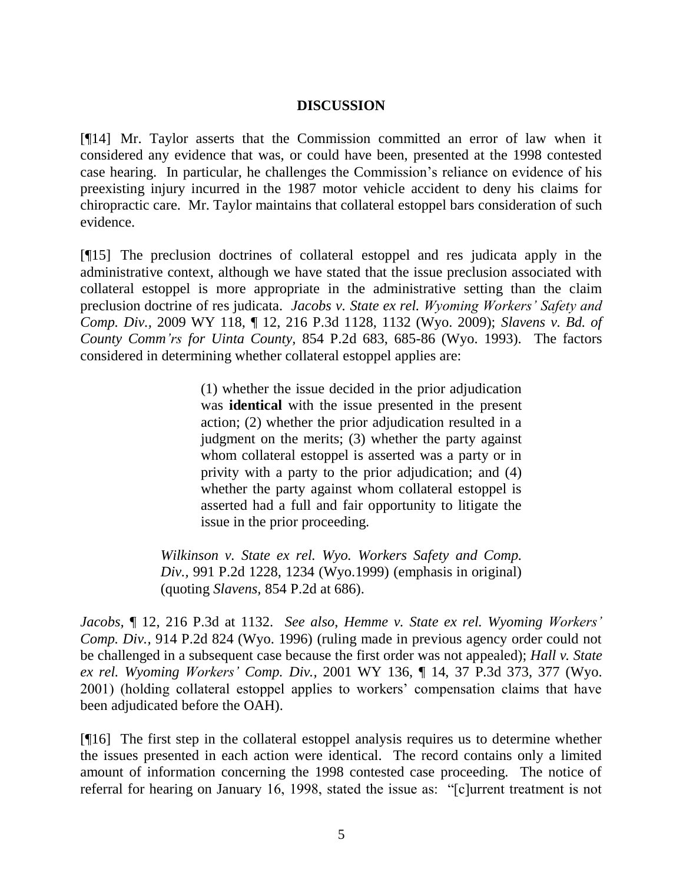## DISCUSSION

[¶14] Mr. Taylor asserts that the Commission committed an error of law when it considered any evidence that was, or could have been, presented at the 1998 contested case hearing. In particular, he challenges the Commission's reliance on evidence of his preexisting injury incurred in the 1987 motor vehicle accident to deny his claims for chiropractic care. Mr. Taylor maintains that collateral estoppel bars consideration of such evidence.

[¶15] The preclusion doctrines of collateral estoppel and res judicata apply in the administrative context, although we have stated that the issue preclusion associated with collateral estoppel is more appropriate in the administrative setting than the claim preclusion doctrine of res judicata. *Jacobs v. State ex rel. Wyoming Workers' Safety and Comp. Div.*, 2009 WY 118, ¶ 12, 216 P.3d 1128, 1132 (Wyo. 2009); *Slavens v. Bd. of County Comm'rs for Uinta County*, 854 P.2d 683, 685-86 (Wyo. 1993). The factors considered in determining whether collateral estoppel applies are:

> > (1) whether the issue decided in the prior adjudication was **identical** with the issue presented in the present action; (2) whether the prior adjudication resulted in a judgment on the merits; (3) whether the party against whom collateral estoppel is asserted was a party or in privity with a party to the prior adjudication; and (4) whether the party against whom collateral estoppel is asserted had a full and fair opportunity to litigate the issue in the prior proceeding.
>
> *Wilkinson v. State ex rel. Wyo. Workers Safety and Comp. Div.*, 991 P.2d 1228, 1234 (Wyo.1999) (emphasis in original) (quoting *Slavens*, 854 P.2d at 686).

*Jacobs*, ¶ 12, 216 P.3d at 1132. *See also*, *Hemme v. State ex rel. Wyoming Workers' Comp. Div.*, 914 P.2d 824 (Wyo. 1996) (ruling made in previous agency order could not be challenged in a subsequent case because the first order was not appealed); *Hall v. State ex rel. Wyoming Workers' Comp. Div.*, 2001 WY 136, ¶ 14, 37 P.3d 373, 377 (Wyo. 2001) (holding collateral estoppel applies to workers' compensation claims that have been adjudicated before the OAH).

[¶16] The first step in the collateral estoppel analysis requires us to determine whether the issues presented in each action were identical. The record contains only a limited amount of information concerning the 1998 contested case proceeding. The notice of referral for hearing on January 16, 1998, stated the issue as: "[c]urrent treatment is not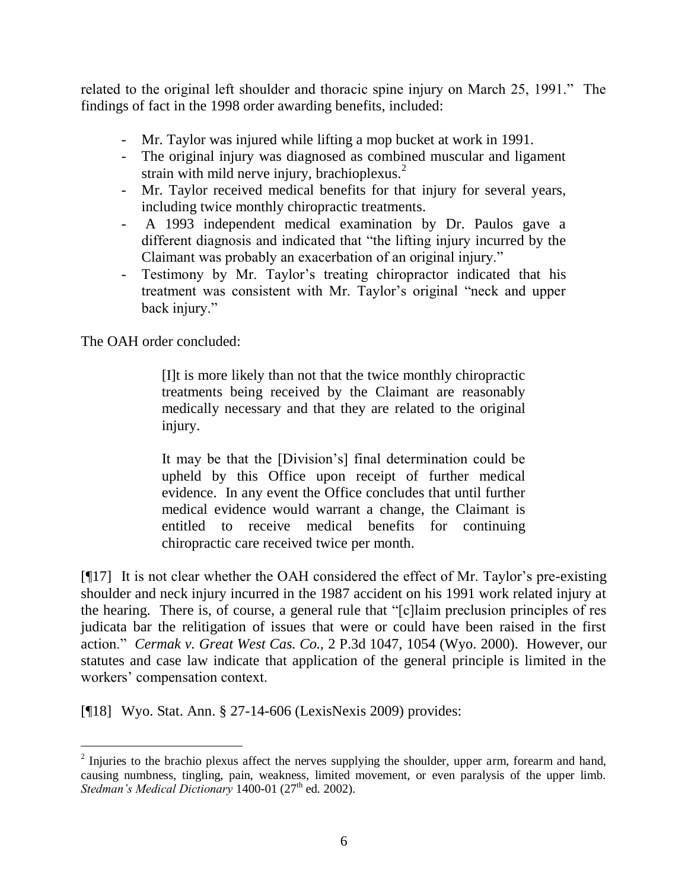related to the original left shoulder and thoracic spine injury on March 25, 1991." The findings of fact in the 1998 order awarding benefits, included:

- Mr. Taylor was injured while lifting a mop bucket at work in 1991.
- The original injury was diagnosed as combined muscular and ligament strain with mild nerve injury, brachioplexus.[2]
- Mr. Taylor received medical benefits for that injury for several years, including twice monthly chiropractic treatments.
- A 1993 independent medical examination by Dr. Paulos gave a different diagnosis and indicated that "the lifting injury incurred by the Claimant was probably an exacerbation of an original injury."
- Testimony by Mr. Taylor's treating chiropractor indicated that his treatment was consistent with Mr. Taylor's original "neck and upper back injury."

The OAH order concluded:

> [I]t is more likely than not that the twice monthly chiropractic treatments being received by the Claimant are reasonably medically necessary and that they are related to the original injury.
>
> It may be that the [Division's] final determination could be upheld by this Office upon receipt of further medical evidence. In any event the Office concludes that until further medical evidence would warrant a change, the Claimant is entitled to receive medical benefits for continuing chiropractic care received twice per month.

[¶17] It is not clear whether the OAH considered the effect of Mr. Taylor's pre-existing shoulder and neck injury incurred in the 1987 accident on his 1991 work related injury at the hearing. There is, of course, a general rule that "[c]laim preclusion principles of res judicata bar the relitigation of issues that were or could have been raised in the first action." *Cermak v. Great West Cas. Co.*, 2 P.3d 1047, 1054 (Wyo. 2000). However, our statutes and case law indicate that application of the general principle is limited in the workers' compensation context.

[¶18] Wyo. Stat. Ann. § 27-14-606 (LexisNexis 2009) provides:

---

[2] Injuries to the brachio plexus affect the nerves supplying the shoulder, upper arm, forearm and hand, causing numbness, tingling, pain, weakness, limited movement, or even paralysis of the upper limb. *Stedman's Medical Dictionary* 1400-01 (27th ed. 2002).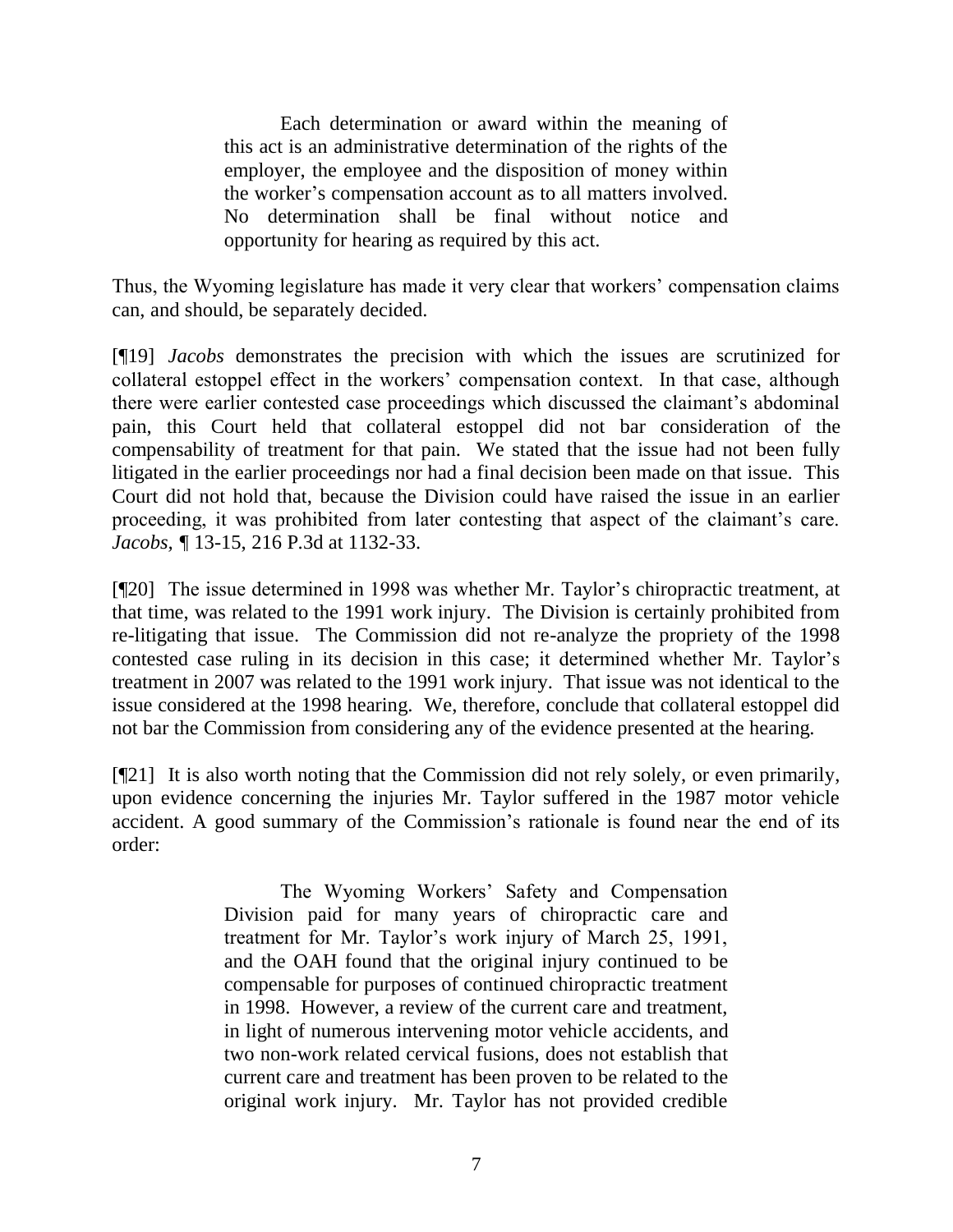> Each determination or award within the meaning of this act is an administrative determination of the rights of the employer, the employee and the disposition of money within the worker's compensation account as to all matters involved. No determination shall be final without notice and opportunity for hearing as required by this act.

Thus, the Wyoming legislature has made it very clear that workers' compensation claims can, and should, be separately decided.

[¶19] *Jacobs* demonstrates the precision with which the issues are scrutinized for collateral estoppel effect in the workers' compensation context. In that case, although there were earlier contested case proceedings which discussed the claimant's abdominal pain, this Court held that collateral estoppel did not bar consideration of the compensability of treatment for that pain. We stated that the issue had not been fully litigated in the earlier proceedings nor had a final decision been made on that issue. This Court did not hold that, because the Division could have raised the issue in an earlier proceeding, it was prohibited from later contesting that aspect of the claimant's care. *Jacobs*, ¶ 13-15, 216 P.3d at 1132-33.

[¶20] The issue determined in 1998 was whether Mr. Taylor's chiropractic treatment, at that time, was related to the 1991 work injury. The Division is certainly prohibited from re-litigating that issue. The Commission did not re-analyze the propriety of the 1998 contested case ruling in its decision in this case; it determined whether Mr. Taylor's treatment in 2007 was related to the 1991 work injury. That issue was not identical to the issue considered at the 1998 hearing. We, therefore, conclude that collateral estoppel did not bar the Commission from considering any of the evidence presented at the hearing.

[¶21] It is also worth noting that the Commission did not rely solely, or even primarily, upon evidence concerning the injuries Mr. Taylor suffered in the 1987 motor vehicle accident. A good summary of the Commission's rationale is found near the end of its order:

> The Wyoming Workers' Safety and Compensation Division paid for many years of chiropractic care and treatment for Mr. Taylor's work injury of March 25, 1991, and the OAH found that the original injury continued to be compensable for purposes of continued chiropractic treatment in 1998. However, a review of the current care and treatment, in light of numerous intervening motor vehicle accidents, and two non-work related cervical fusions, does not establish that current care and treatment has been proven to be related to the original work injury. Mr. Taylor has not provided credible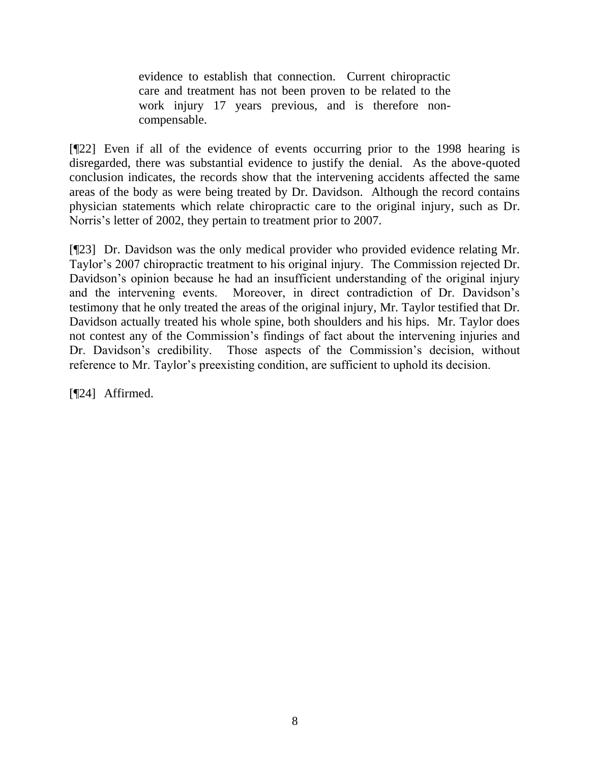> evidence to establish that connection. Current chiropractic care and treatment has not been proven to be related to the work injury 17 years previous, and is therefore non-compensable.

[¶22] Even if all of the evidence of events occurring prior to the 1998 hearing is disregarded, there was substantial evidence to justify the denial. As the above-quoted conclusion indicates, the records show that the intervening accidents affected the same areas of the body as were being treated by Dr. Davidson. Although the record contains physician statements which relate chiropractic care to the original injury, such as Dr. Norris's letter of 2002, they pertain to treatment prior to 2007.

[¶23] Dr. Davidson was the only medical provider who provided evidence relating Mr. Taylor's 2007 chiropractic treatment to his original injury. The Commission rejected Dr. Davidson's opinion because he had an insufficient understanding of the original injury and the intervening events. Moreover, in direct contradiction of Dr. Davidson's testimony that he only treated the areas of the original injury, Mr. Taylor testified that Dr. Davidson actually treated his whole spine, both shoulders and his hips. Mr. Taylor does not contest any of the Commission's findings of fact about the intervening injuries and Dr. Davidson's credibility. Those aspects of the Commission's decision, without reference to Mr. Taylor's preexisting condition, are sufficient to uphold its decision.

[¶24] Affirmed.